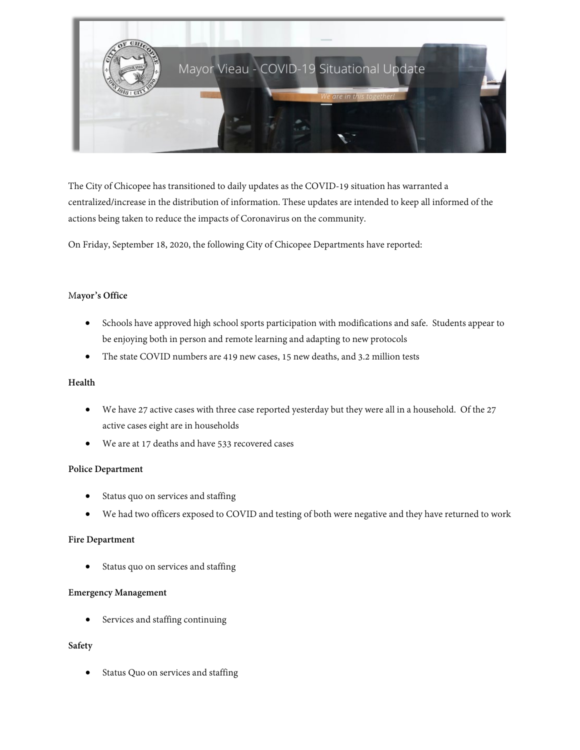# Mayor Vieau - COVID-19 Situational Update

*We are in this together!*

The City of Chicopee has transitioned to daily updates as the COVID-19 situation has warranted a centralized/increase in the distribution of information. These updates are intended to keep all informed of the actions being taken to reduce the impacts of Coronavirus on the community.

On Friday, September 18, 2020, the following City of Chicopee Departments have reported:

**Mayor's Office**

- Schools have approved high school sports participation with modifications and safe. Students appear to be enjoying both in person and remote learning and adapting to new protocols
- The state COVID numbers are 419 new cases, 15 new deaths, and 3.2 million tests

**Health**

- We have 27 active cases with three case reported yesterday but they were all in a household. Of the 27 active cases eight are in households
- We are at 17 deaths and have 533 recovered cases

**Police Department**

- Status quo on services and staffing
- We had two officers exposed to COVID and testing of both were negative and they have returned to work

**Fire Department**

- Status quo on services and staffing

**Emergency Management**

- Services and staffing continuing

**Safety**

- Status Quo on services and staffing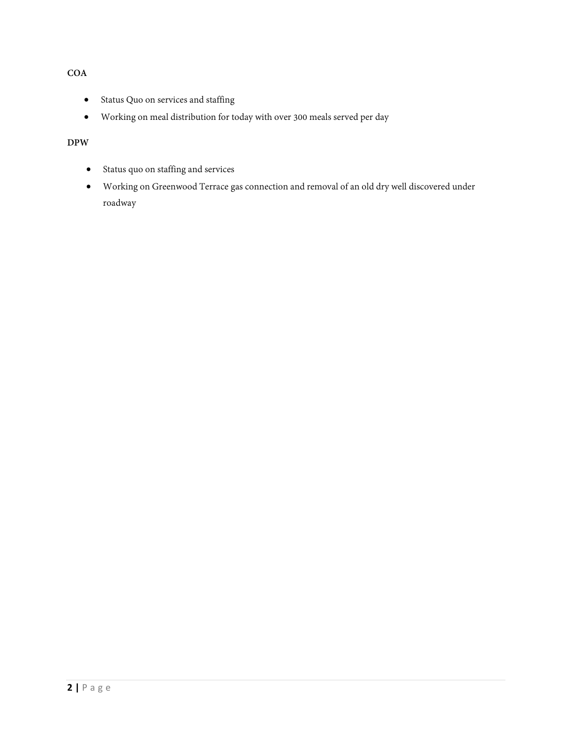**COA**

- Status Quo on services and staffing
- Working on meal distribution for today with over 300 meals served per day

**DPW**

- Status quo on staffing and services
- Working on Greenwood Terrace gas connection and removal of an old dry well discovered under roadway